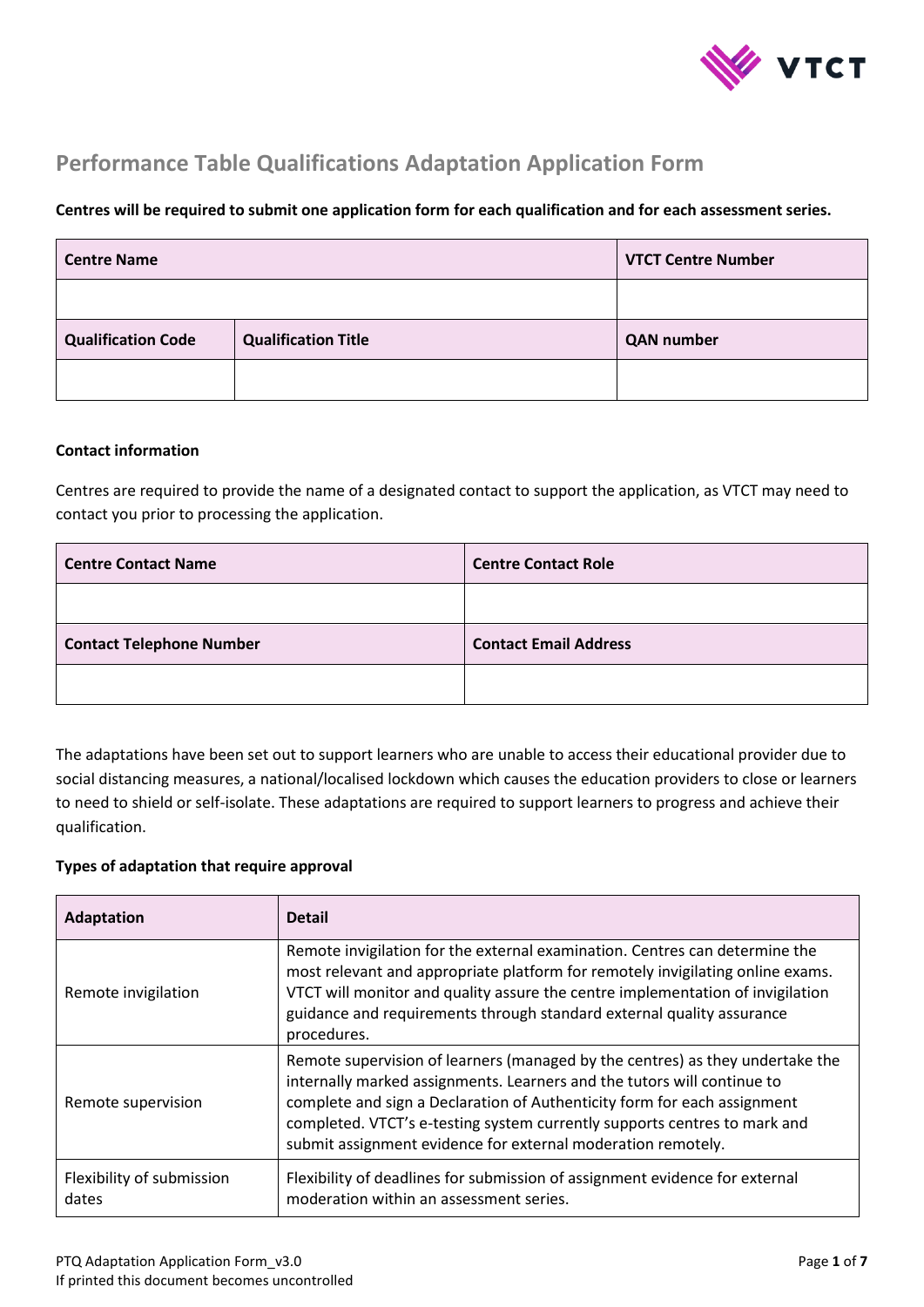# Performance Table Qualifications Adaptation Application Form

**Centres will be required to submit one application form for each qualification and for each assessment series.**

| Centre Name | | VTCT Centre Number |
|---|---|---|
| | | |
| **Qualification Code** | **Qualification Title** | **QAN number** |
| | | |

**Contact information**

Centres are required to provide the name of a designated contact to support the application, as VTCT may need to contact you prior to processing the application.

| Centre Contact Name | Centre Contact Role |
|---|---|
| | |
| **Contact Telephone Number** | **Contact Email Address** |
| | |

The adaptations have been set out to support learners who are unable to access their educational provider due to social distancing measures, a national/localised lockdown which causes the education providers to close or learners to need to shield or self-isolate. These adaptations are required to support learners to progress and achieve their qualification.

**Types of adaptation that require approval**

| Adaptation | Detail |
|---|---|
| Remote invigilation | Remote invigilation for the external examination. Centres can determine the most relevant and appropriate platform for remotely invigilating online exams. VTCT will monitor and quality assure the centre implementation of invigilation guidance and requirements through standard external quality assurance procedures. |
| Remote supervision | Remote supervision of learners (managed by the centres) as they undertake the internally marked assignments. Learners and the tutors will continue to complete and sign a Declaration of Authenticity form for each assignment completed. VTCT's e-testing system currently supports centres to mark and submit assignment evidence for external moderation remotely. |
| Flexibility of submission dates | Flexibility of deadlines for submission of assignment evidence for external moderation within an assessment series. |

PTQ Adaptation Application Form_v3.0
If printed this document becomes uncontrolled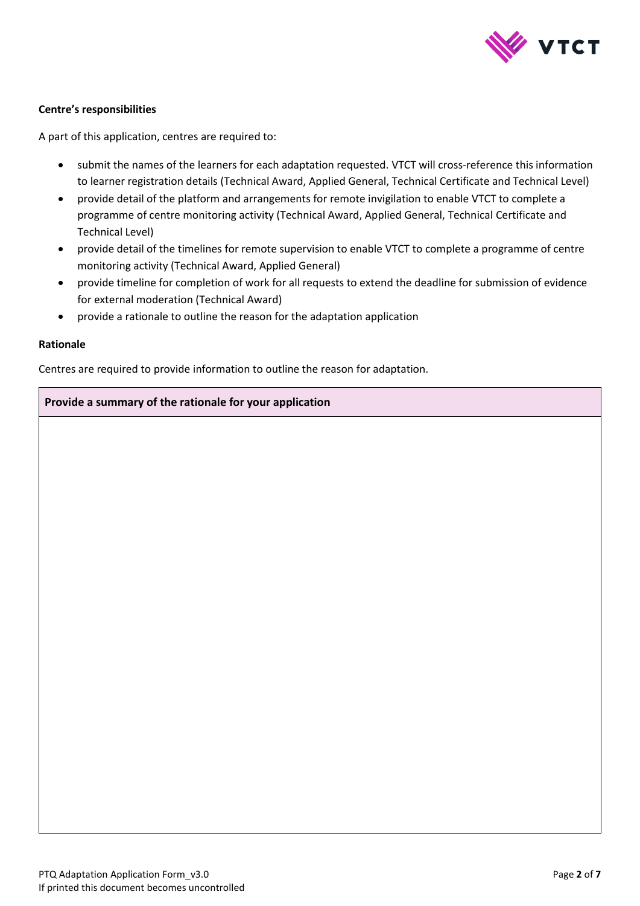**Centre's responsibilities**

A part of this application, centres are required to:

- submit the names of the learners for each adaptation requested. VTCT will cross-reference this information to learner registration details (Technical Award, Applied General, Technical Certificate and Technical Level)
- provide detail of the platform and arrangements for remote invigilation to enable VTCT to complete a programme of centre monitoring activity (Technical Award, Applied General, Technical Certificate and Technical Level)
- provide detail of the timelines for remote supervision to enable VTCT to complete a programme of centre monitoring activity (Technical Award, Applied General)
- provide timeline for completion of work for all requests to extend the deadline for submission of evidence for external moderation (Technical Award)
- provide a rationale to outline the reason for the adaptation application

**Rationale**

Centres are required to provide information to outline the reason for adaptation.

| **Provide a summary of the rationale for your application** |
| --- |
| |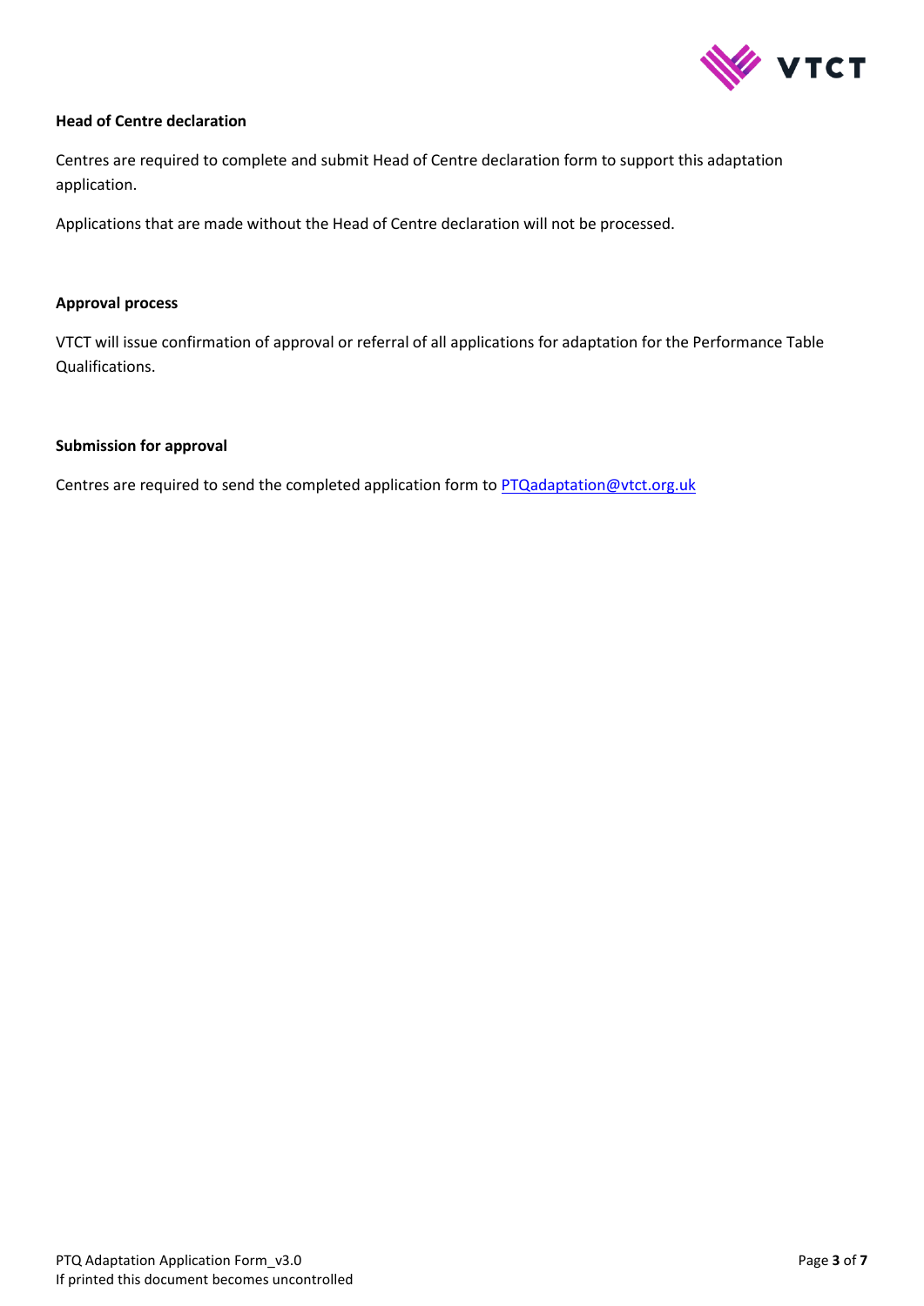**Head of Centre declaration**

Centres are required to complete and submit Head of Centre declaration form to support this adaptation application.

Applications that are made without the Head of Centre declaration will not be processed.

**Approval process**

VTCT will issue confirmation of approval or referral of all applications for adaptation for the Performance Table Qualifications.

**Submission for approval**

Centres are required to send the completed application form to PTQadaptation@vtct.org.uk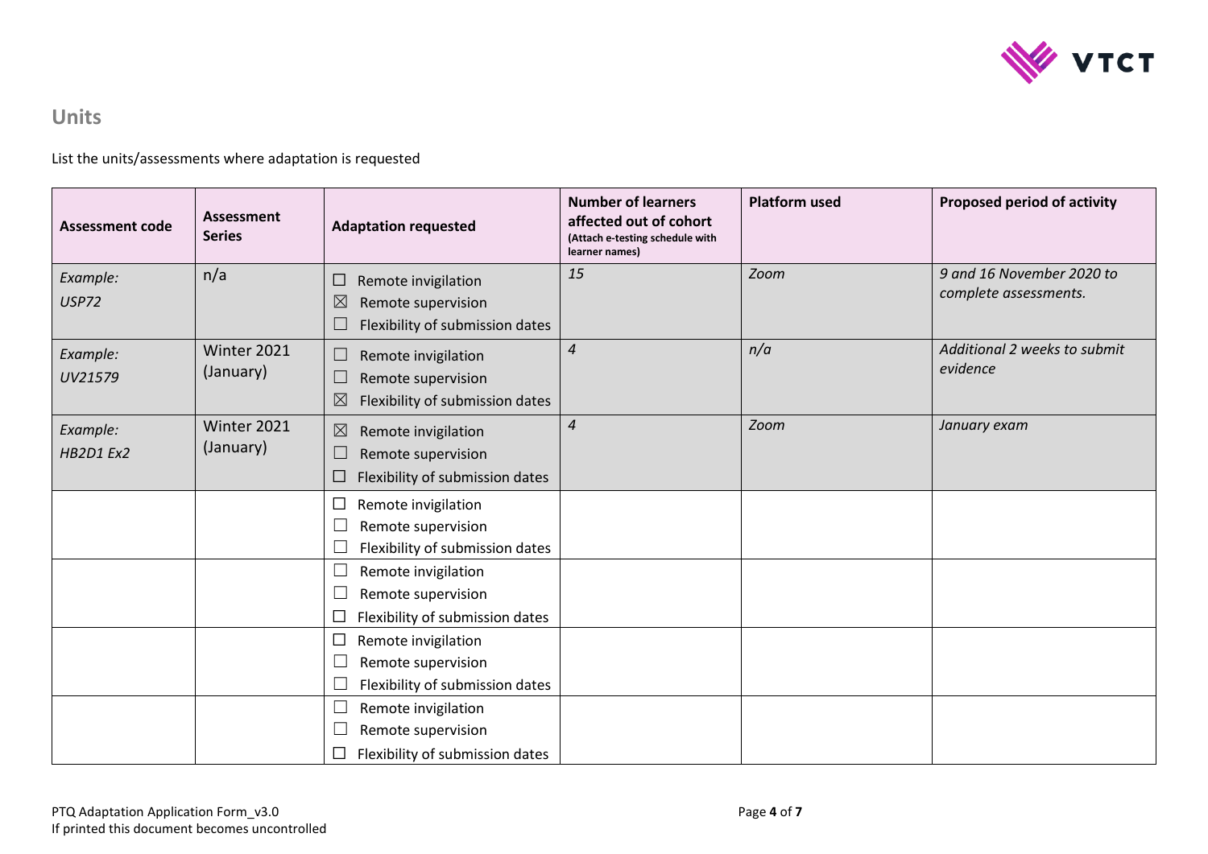## Units

List the units/assessments where adaptation is requested

| Assessment code | Assessment Series | Adaptation requested | Number of learners affected out of cohort (Attach e-testing schedule with learner names) | Platform used | Proposed period of activity |
|---|---|---|---|---|---|
| *Example: USP72* | n/a | ☐ Remote invigilation<br>☒ Remote supervision<br>☐ Flexibility of submission dates | *15* | *Zoom* | *9 and 16 November 2020 to complete assessments.* |
| *Example: UV21579* | Winter 2021 (January) | ☐ Remote invigilation<br>☐ Remote supervision<br>☒ Flexibility of submission dates | *4* | *n/a* | *Additional 2 weeks to submit evidence* |
| *Example: HB2D1 Ex2* | Winter 2021 (January) | ☒ Remote invigilation<br>☐ Remote supervision<br>☐ Flexibility of submission dates | *4* | *Zoom* | *January exam* |
| | | ☐ Remote invigilation<br>☐ Remote supervision<br>☐ Flexibility of submission dates | | | |
| | | ☐ Remote invigilation<br>☐ Remote supervision<br>☐ Flexibility of submission dates | | | |
| | | ☐ Remote invigilation<br>☐ Remote supervision<br>☐ Flexibility of submission dates | | | |
| | | ☐ Remote invigilation<br>☐ Remote supervision<br>☐ Flexibility of submission dates | | | |

PTQ Adaptation Application Form_v3.0
If printed this document becomes uncontrolled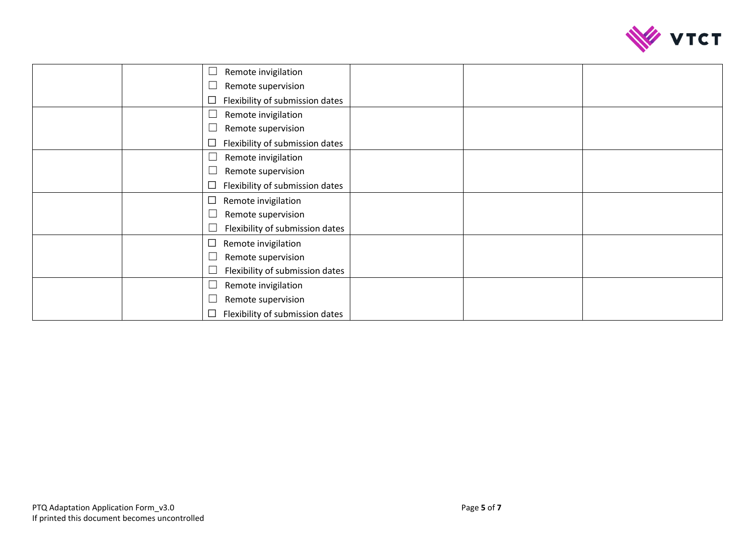| | | | | | |
|---|---|---|---|---|---|
| | | ☐ Remote invigilation<br>☐ Remote supervision<br>☐ Flexibility of submission dates | | | |
| | | ☐ Remote invigilation<br>☐ Remote supervision<br>☐ Flexibility of submission dates | | | |
| | | ☐ Remote invigilation<br>☐ Remote supervision<br>☐ Flexibility of submission dates | | | |
| | | ☐ Remote invigilation<br>☐ Remote supervision<br>☐ Flexibility of submission dates | | | |
| | | ☐ Remote invigilation<br>☐ Remote supervision<br>☐ Flexibility of submission dates | | | |
| | | ☐ Remote invigilation<br>☐ Remote supervision<br>☐ Flexibility of submission dates | | | |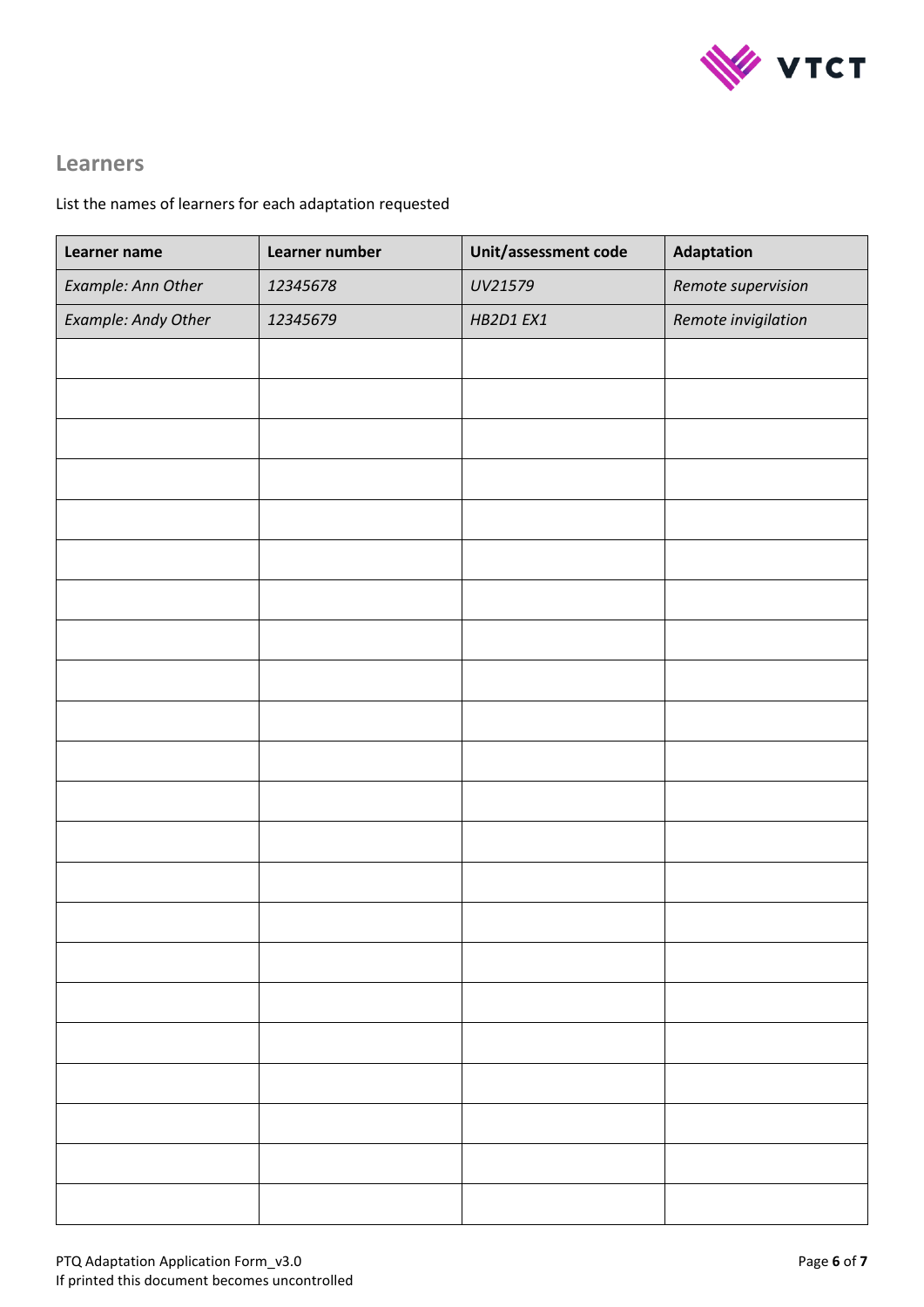## Learners

List the names of learners for each adaptation requested

| Learner name | Learner number | Unit/assessment code | Adaptation |
|---|---|---|---|
| *Example: Ann Other* | *12345678* | *UV21579* | *Remote supervision* |
| *Example: Andy Other* | *12345679* | *HB2D1 EX1* | *Remote invigilation* |
| | | | |
| | | | |
| | | | |
| | | | |
| | | | |
| | | | |
| | | | |
| | | | |
| | | | |
| | | | |
| | | | |
| | | | |
| | | | |
| | | | |
| | | | |
| | | | |
| | | | |
| | | | |
| | | | |
| | | | |
| | | | |
| | | | |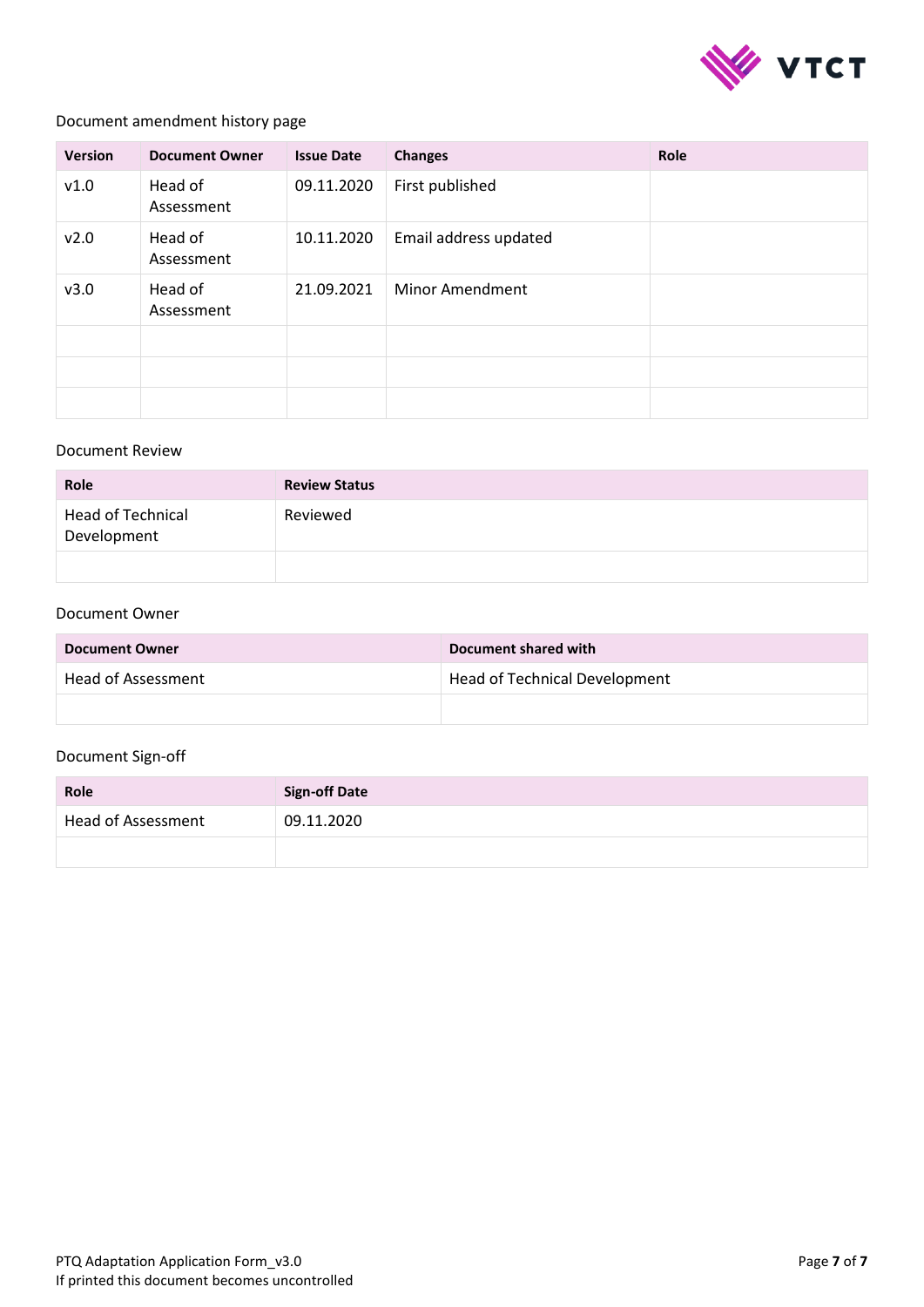Document amendment history page

| Version | Document Owner | Issue Date | Changes | Role |
|---|---|---|---|---|
| v1.0 | Head of Assessment | 09.11.2020 | First published | |
| v2.0 | Head of Assessment | 10.11.2020 | Email address updated | |
| v3.0 | Head of Assessment | 21.09.2021 | Minor Amendment | |
| | | | | |
| | | | | |
| | | | | |

Document Review

| Role | Review Status |
|---|---|
| Head of Technical Development | Reviewed |
| | |

Document Owner

| Document Owner | Document shared with |
|---|---|
| Head of Assessment | Head of Technical Development |
| | |

Document Sign-off

| Role | Sign-off Date |
|---|---|
| Head of Assessment | 09.11.2020 |
| | |